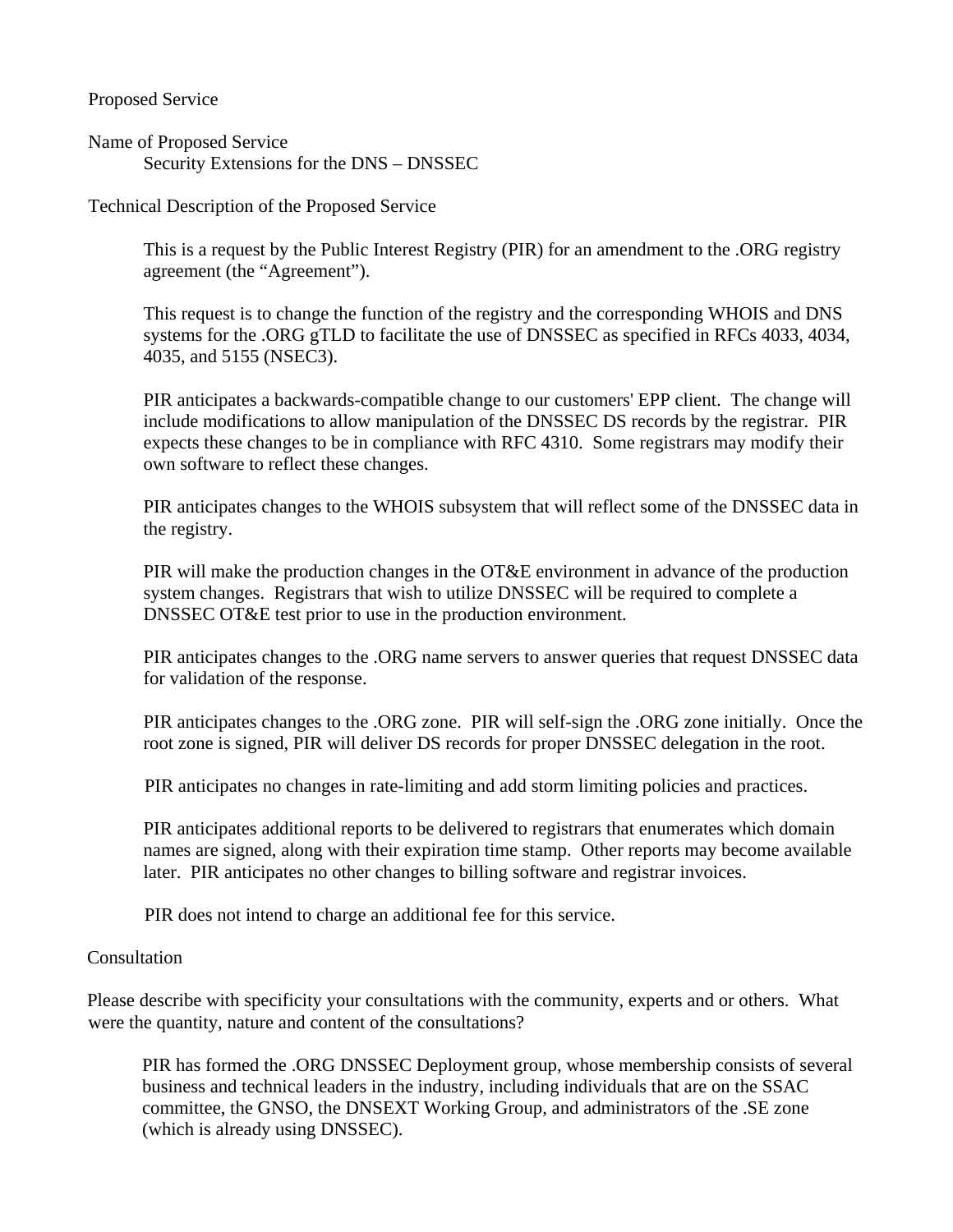Proposed Service

Name of Proposed Service

Security Extensions for the DNS – DNSSEC

Technical Description of the Proposed Service

This is a request by the Public Interest Registry (PIR) for an amendment to the .ORG registry agreement (the "Agreement").

This request is to change the function of the registry and the corresponding WHOIS and DNS systems for the .ORG gTLD to facilitate the use of DNSSEC as specified in RFCs 4033, 4034, 4035, and 5155 (NSEC3).

PIR anticipates a backwards-compatible change to our customers' EPP client. The change will include modifications to allow manipulation of the DNSSEC DS records by the registrar. PIR expects these changes to be in compliance with RFC 4310. Some registrars may modify their own software to reflect these changes.

PIR anticipates changes to the WHOIS subsystem that will reflect some of the DNSSEC data in the registry.

PIR will make the production changes in the OT&E environment in advance of the production system changes. Registrars that wish to utilize DNSSEC will be required to complete a DNSSEC OT&E test prior to use in the production environment.

PIR anticipates changes to the .ORG name servers to answer queries that request DNSSEC data for validation of the response.

PIR anticipates changes to the .ORG zone. PIR will self-sign the .ORG zone initially. Once the root zone is signed, PIR will deliver DS records for proper DNSSEC delegation in the root.

PIR anticipates no changes in rate-limiting and add storm limiting policies and practices.

PIR anticipates additional reports to be delivered to registrars that enumerates which domain names are signed, along with their expiration time stamp. Other reports may become available later. PIR anticipates no other changes to billing software and registrar invoices.

PIR does not intend to charge an additional fee for this service.

Consultation

Please describe with specificity your consultations with the community, experts and or others. What were the quantity, nature and content of the consultations?

PIR has formed the .ORG DNSSEC Deployment group, whose membership consists of several business and technical leaders in the industry, including individuals that are on the SSAC committee, the GNSO, the DNSEXT Working Group, and administrators of the .SE zone (which is already using DNSSEC).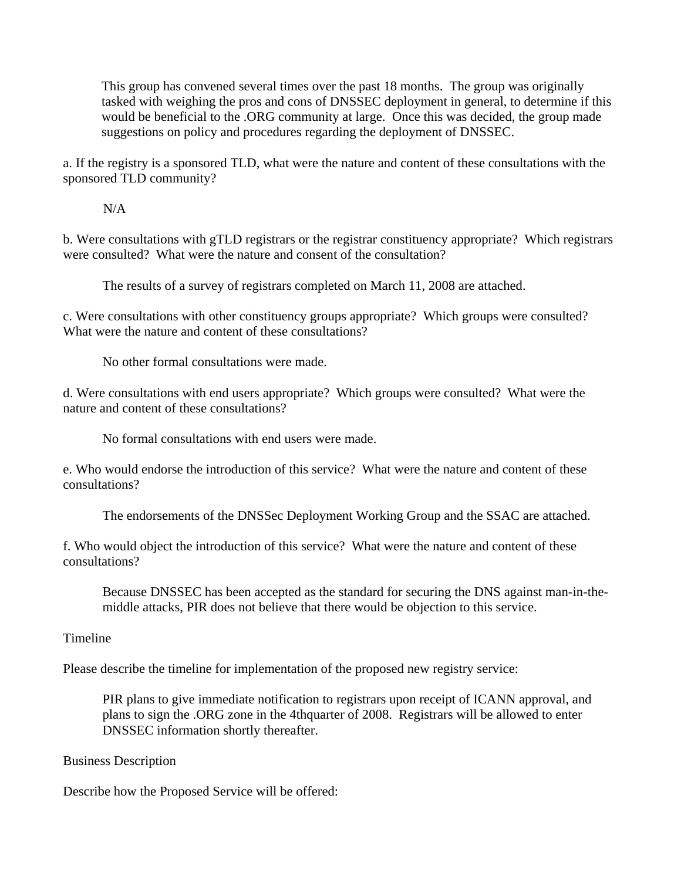This group has convened several times over the past 18 months. The group was originally tasked with weighing the pros and cons of DNSSEC deployment in general, to determine if this would be beneficial to the .ORG community at large. Once this was decided, the group made suggestions on policy and procedures regarding the deployment of DNSSEC.

a. If the registry is a sponsored TLD, what were the nature and content of these consultations with the sponsored TLD community?

N/A

b. Were consultations with gTLD registrars or the registrar constituency appropriate? Which registrars were consulted? What were the nature and consent of the consultation?

The results of a survey of registrars completed on March 11, 2008 are attached.

c. Were consultations with other constituency groups appropriate? Which groups were consulted? What were the nature and content of these consultations?

No other formal consultations were made.

d. Were consultations with end users appropriate? Which groups were consulted? What were the nature and content of these consultations?

No formal consultations with end users were made.

e. Who would endorse the introduction of this service? What were the nature and content of these consultations?

The endorsements of the DNSSec Deployment Working Group and the SSAC are attached.

f. Who would object the introduction of this service? What were the nature and content of these consultations?

Because DNSSEC has been accepted as the standard for securing the DNS against man-in-the-middle attacks, PIR does not believe that there would be objection to this service.

Timeline

Please describe the timeline for implementation of the proposed new registry service:

PIR plans to give immediate notification to registrars upon receipt of ICANN approval, and plans to sign the .ORG zone in the 4thquarter of 2008. Registrars will be allowed to enter DNSSEC information shortly thereafter.

Business Description

Describe how the Proposed Service will be offered: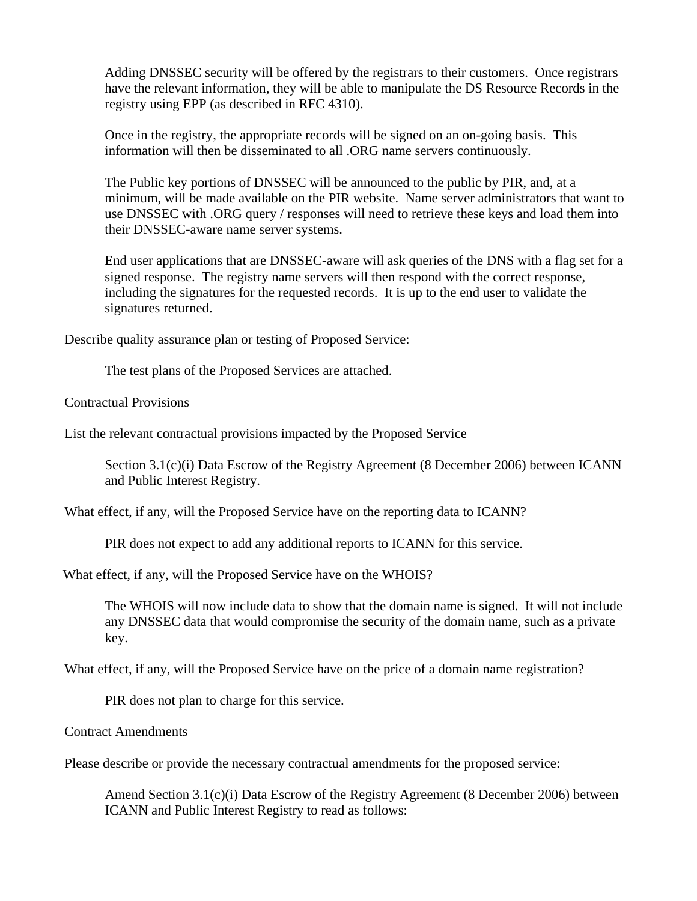Adding DNSSEC security will be offered by the registrars to their customers. Once registrars have the relevant information, they will be able to manipulate the DS Resource Records in the registry using EPP (as described in RFC 4310).

Once in the registry, the appropriate records will be signed on an on-going basis. This information will then be disseminated to all .ORG name servers continuously.

The Public key portions of DNSSEC will be announced to the public by PIR, and, at a minimum, will be made available on the PIR website. Name server administrators that want to use DNSSEC with .ORG query / responses will need to retrieve these keys and load them into their DNSSEC-aware name server systems.

End user applications that are DNSSEC-aware will ask queries of the DNS with a flag set for a signed response. The registry name servers will then respond with the correct response, including the signatures for the requested records. It is up to the end user to validate the signatures returned.

Describe quality assurance plan or testing of Proposed Service:

The test plans of the Proposed Services are attached.

Contractual Provisions

List the relevant contractual provisions impacted by the Proposed Service

Section 3.1(c)(i) Data Escrow of the Registry Agreement (8 December 2006) between ICANN and Public Interest Registry.

What effect, if any, will the Proposed Service have on the reporting data to ICANN?

PIR does not expect to add any additional reports to ICANN for this service.

What effect, if any, will the Proposed Service have on the WHOIS?

The WHOIS will now include data to show that the domain name is signed. It will not include any DNSSEC data that would compromise the security of the domain name, such as a private key.

What effect, if any, will the Proposed Service have on the price of a domain name registration?

PIR does not plan to charge for this service.

Contract Amendments

Please describe or provide the necessary contractual amendments for the proposed service:

Amend Section 3.1(c)(i) Data Escrow of the Registry Agreement (8 December 2006) between ICANN and Public Interest Registry to read as follows: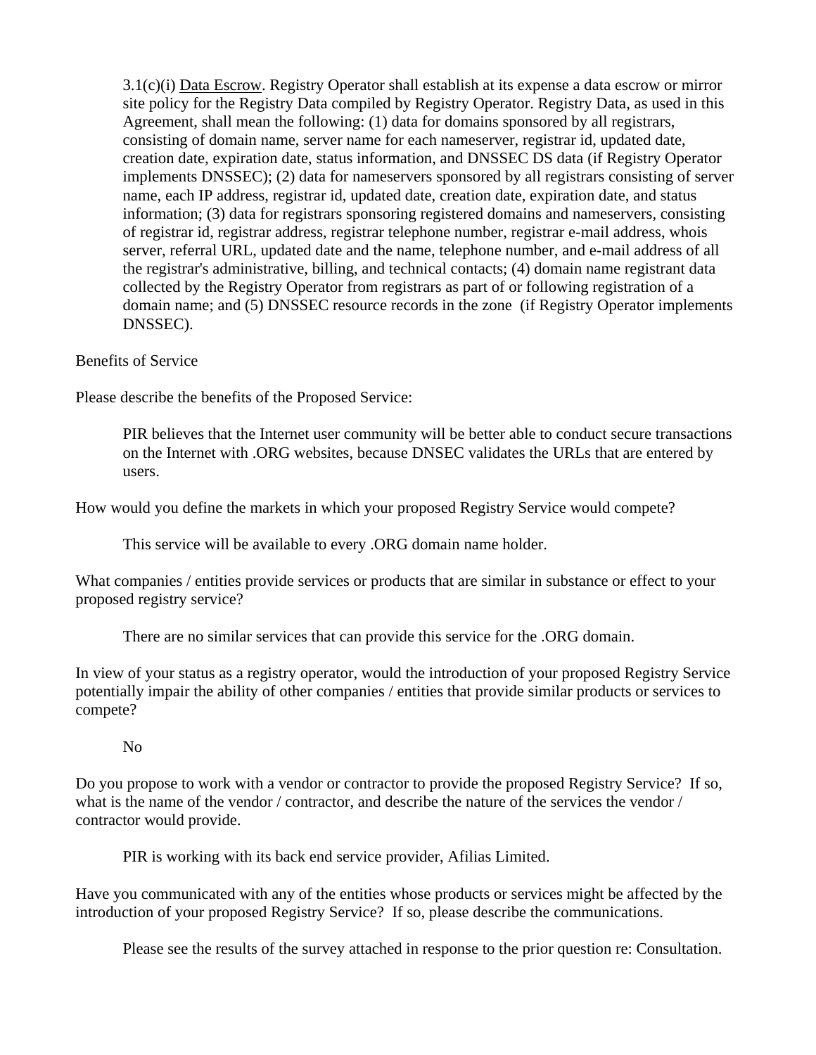> 3.1(c)(i) Data Escrow. Registry Operator shall establish at its expense a data escrow or mirror site policy for the Registry Data compiled by Registry Operator. Registry Data, as used in this Agreement, shall mean the following: (1) data for domains sponsored by all registrars, consisting of domain name, server name for each nameserver, registrar id, updated date, creation date, expiration date, status information, and DNSSEC DS data (if Registry Operator implements DNSSEC); (2) data for nameservers sponsored by all registrars consisting of server name, each IP address, registrar id, updated date, creation date, expiration date, and status information; (3) data for registrars sponsoring registered domains and nameservers, consisting of registrar id, registrar address, registrar telephone number, registrar e-mail address, whois server, referral URL, updated date and the name, telephone number, and e-mail address of all the registrar's administrative, billing, and technical contacts; (4) domain name registrant data collected by the Registry Operator from registrars as part of or following registration of a domain name; and (5) DNSSEC resource records in the zone (if Registry Operator implements DNSSEC).

Benefits of Service

Please describe the benefits of the Proposed Service:

> PIR believes that the Internet user community will be better able to conduct secure transactions on the Internet with .ORG websites, because DNSEC validates the URLs that are entered by users.

How would you define the markets in which your proposed Registry Service would compete?

> This service will be available to every .ORG domain name holder.

What companies / entities provide services or products that are similar in substance or effect to your proposed registry service?

> There are no similar services that can provide this service for the .ORG domain.

In view of your status as a registry operator, would the introduction of your proposed Registry Service potentially impair the ability of other companies / entities that provide similar products or services to compete?

> No

Do you propose to work with a vendor or contractor to provide the proposed Registry Service? If so, what is the name of the vendor / contractor, and describe the nature of the services the vendor / contractor would provide.

> PIR is working with its back end service provider, Afilias Limited.

Have you communicated with any of the entities whose products or services might be affected by the introduction of your proposed Registry Service? If so, please describe the communications.

> Please see the results of the survey attached in response to the prior question re: Consultation.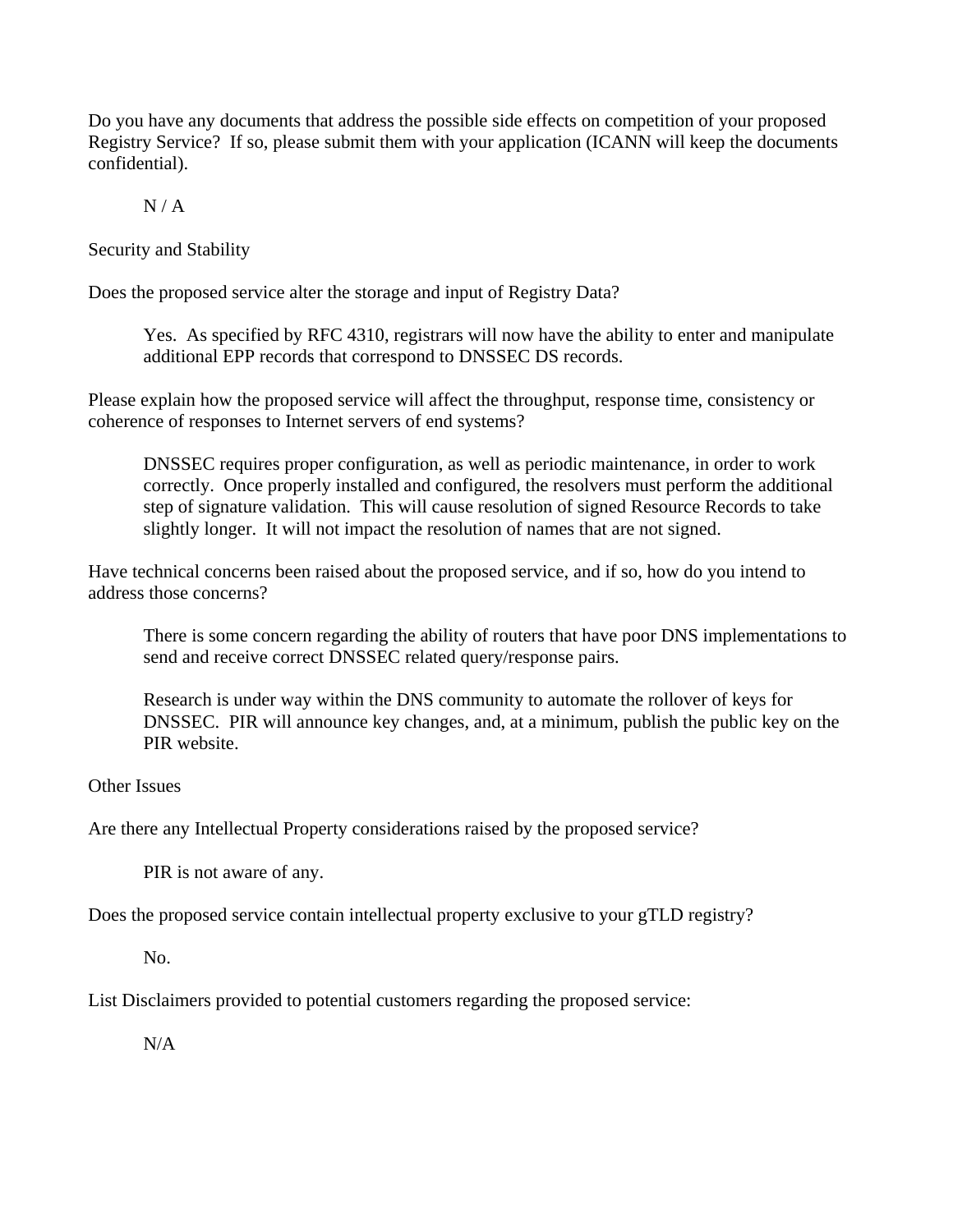Do you have any documents that address the possible side effects on competition of your proposed Registry Service? If so, please submit them with your application (ICANN will keep the documents confidential).

> N / A

Security and Stability

Does the proposed service alter the storage and input of Registry Data?

> Yes. As specified by RFC 4310, registrars will now have the ability to enter and manipulate additional EPP records that correspond to DNSSEC DS records.

Please explain how the proposed service will affect the throughput, response time, consistency or coherence of responses to Internet servers of end systems?

> DNSSEC requires proper configuration, as well as periodic maintenance, in order to work correctly. Once properly installed and configured, the resolvers must perform the additional step of signature validation. This will cause resolution of signed Resource Records to take slightly longer. It will not impact the resolution of names that are not signed.

Have technical concerns been raised about the proposed service, and if so, how do you intend to address those concerns?

> There is some concern regarding the ability of routers that have poor DNS implementations to send and receive correct DNSSEC related query/response pairs.
>
> Research is under way within the DNS community to automate the rollover of keys for DNSSEC. PIR will announce key changes, and, at a minimum, publish the public key on the PIR website.

Other Issues

Are there any Intellectual Property considerations raised by the proposed service?

> PIR is not aware of any.

Does the proposed service contain intellectual property exclusive to your gTLD registry?

> No.

List Disclaimers provided to potential customers regarding the proposed service:

> N/A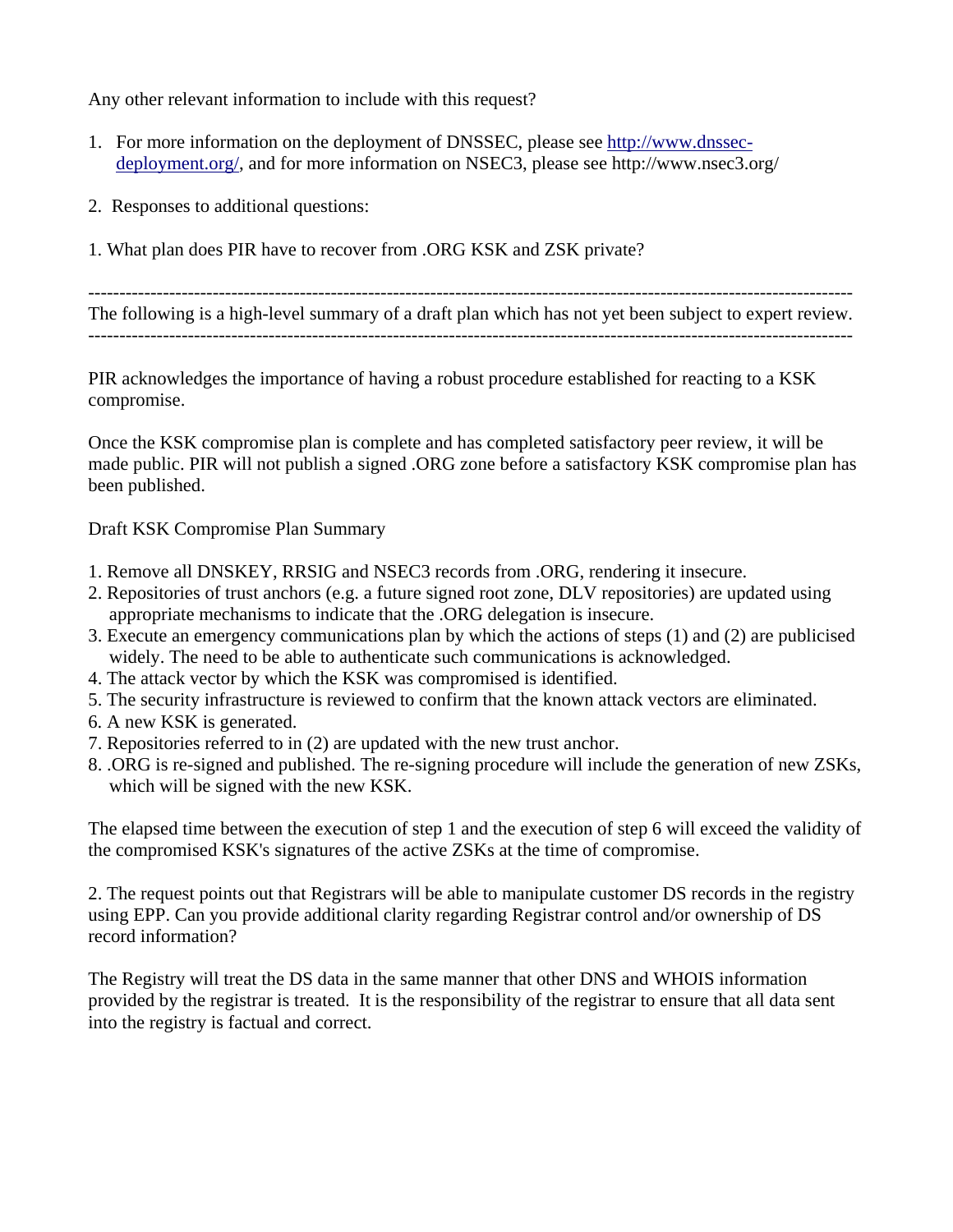Any other relevant information to include with this request?

1. For more information on the deployment of DNSSEC, please see http://www.dnssec-deployment.org/, and for more information on NSEC3, please see http://www.nsec3.org/

2. Responses to additional questions:

1. What plan does PIR have to recover from .ORG KSK and ZSK private?

---

The following is a high-level summary of a draft plan which has not yet been subject to expert review.

---

PIR acknowledges the importance of having a robust procedure established for reacting to a KSK compromise.

Once the KSK compromise plan is complete and has completed satisfactory peer review, it will be made public. PIR will not publish a signed .ORG zone before a satisfactory KSK compromise plan has been published.

Draft KSK Compromise Plan Summary

1. Remove all DNSKEY, RRSIG and NSEC3 records from .ORG, rendering it insecure.
2. Repositories of trust anchors (e.g. a future signed root zone, DLV repositories) are updated using appropriate mechanisms to indicate that the .ORG delegation is insecure.
3. Execute an emergency communications plan by which the actions of steps (1) and (2) are publicised widely. The need to be able to authenticate such communications is acknowledged.
4. The attack vector by which the KSK was compromised is identified.
5. The security infrastructure is reviewed to confirm that the known attack vectors are eliminated.
6. A new KSK is generated.
7. Repositories referred to in (2) are updated with the new trust anchor.
8. .ORG is re-signed and published. The re-signing procedure will include the generation of new ZSKs, which will be signed with the new KSK.

The elapsed time between the execution of step 1 and the execution of step 6 will exceed the validity of the compromised KSK's signatures of the active ZSKs at the time of compromise.

2. The request points out that Registrars will be able to manipulate customer DS records in the registry using EPP. Can you provide additional clarity regarding Registrar control and/or ownership of DS record information?

The Registry will treat the DS data in the same manner that other DNS and WHOIS information provided by the registrar is treated. It is the responsibility of the registrar to ensure that all data sent into the registry is factual and correct.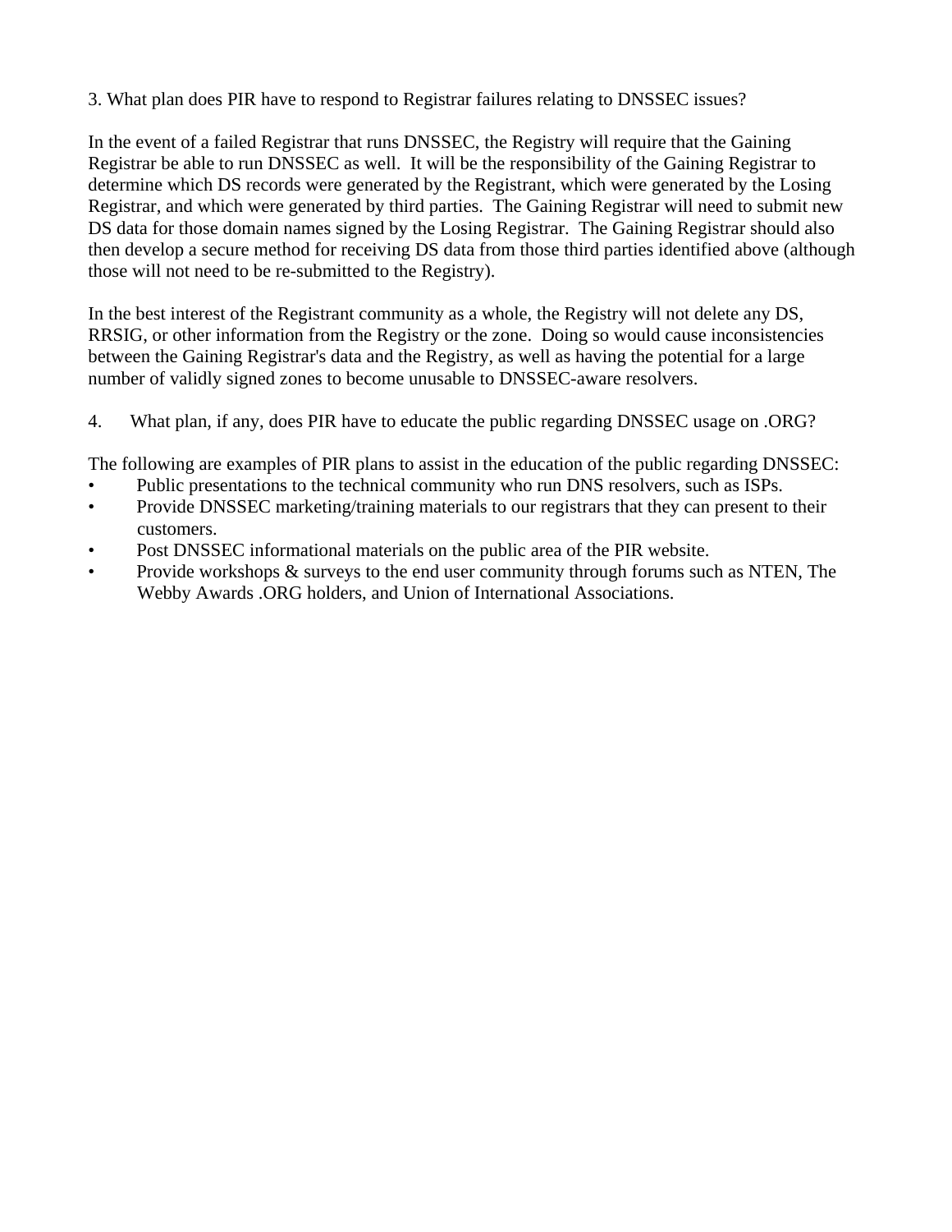3. What plan does PIR have to respond to Registrar failures relating to DNSSEC issues?

In the event of a failed Registrar that runs DNSSEC, the Registry will require that the Gaining Registrar be able to run DNSSEC as well. It will be the responsibility of the Gaining Registrar to determine which DS records were generated by the Registrant, which were generated by the Losing Registrar, and which were generated by third parties. The Gaining Registrar will need to submit new DS data for those domain names signed by the Losing Registrar. The Gaining Registrar should also then develop a secure method for receiving DS data from those third parties identified above (although those will not need to be re-submitted to the Registry).

In the best interest of the Registrant community as a whole, the Registry will not delete any DS, RRSIG, or other information from the Registry or the zone. Doing so would cause inconsistencies between the Gaining Registrar's data and the Registry, as well as having the potential for a large number of validly signed zones to become unusable to DNSSEC-aware resolvers.

4. What plan, if any, does PIR have to educate the public regarding DNSSEC usage on .ORG?

The following are examples of PIR plans to assist in the education of the public regarding DNSSEC:

- Public presentations to the technical community who run DNS resolvers, such as ISPs.
- Provide DNSSEC marketing/training materials to our registrars that they can present to their customers.
- Post DNSSEC informational materials on the public area of the PIR website.
- Provide workshops & surveys to the end user community through forums such as NTEN, The Webby Awards .ORG holders, and Union of International Associations.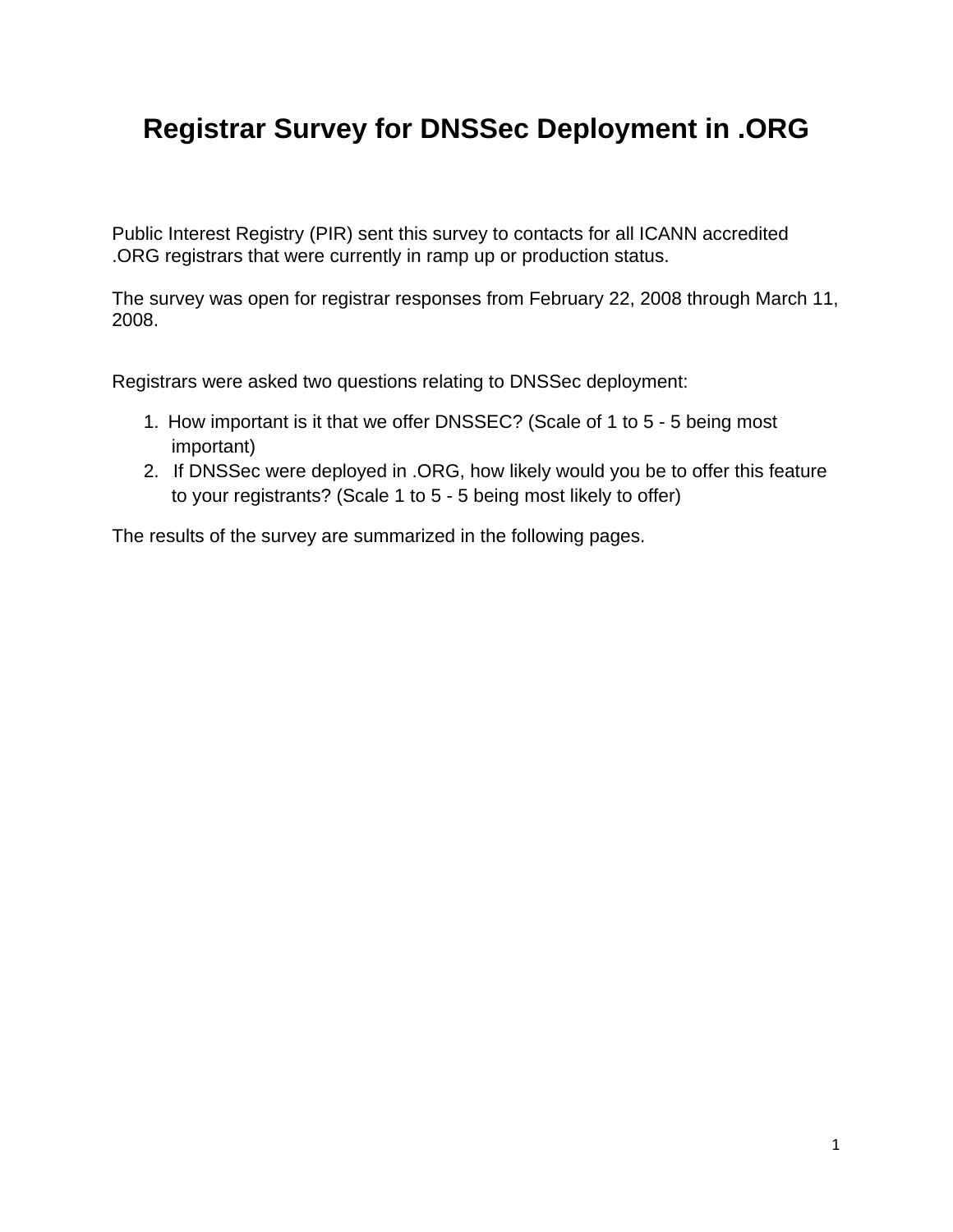# Registrar Survey for DNSSec Deployment in .ORG

Public Interest Registry (PIR) sent this survey to contacts for all ICANN accredited .ORG registrars that were currently in ramp up or production status.

The survey was open for registrar responses from February 22, 2008 through March 11, 2008.

Registrars were asked two questions relating to DNSSec deployment:

1. How important is it that we offer DNSSEC? (Scale of 1 to 5 - 5 being most important)
2. If DNSSec were deployed in .ORG, how likely would you be to offer this feature to your registrants? (Scale 1 to 5 - 5 being most likely to offer)

The results of the survey are summarized in the following pages.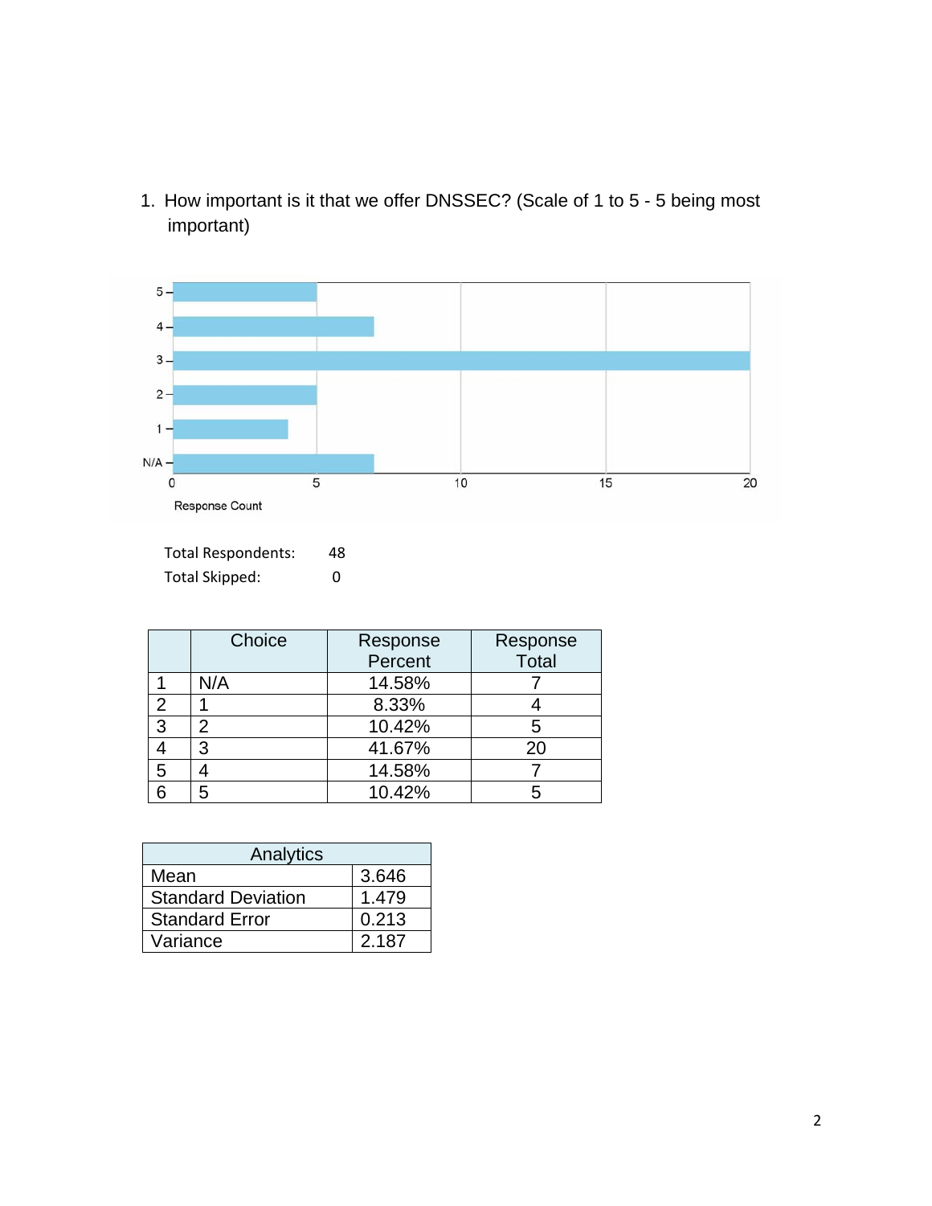1. How important is it that we offer DNSSEC? (Scale of 1 to 5 - 5 being most important)

Total Respondents: 48

Total Skipped: 0

| | Choice | Response Percent | Response Total |
|---|---|---|---|
| 1 | N/A | 14.58% | 7 |
| 2 | 1 | 8.33% | 4 |
| 3 | 2 | 10.42% | 5 |
| 4 | 3 | 41.67% | 20 |
| 5 | 4 | 14.58% | 7 |
| 6 | 5 | 10.42% | 5 |

| Analytics | |
|---|---|
| Mean | 3.646 |
| Standard Deviation | 1.479 |
| Standard Error | 0.213 |
| Variance | 2.187 |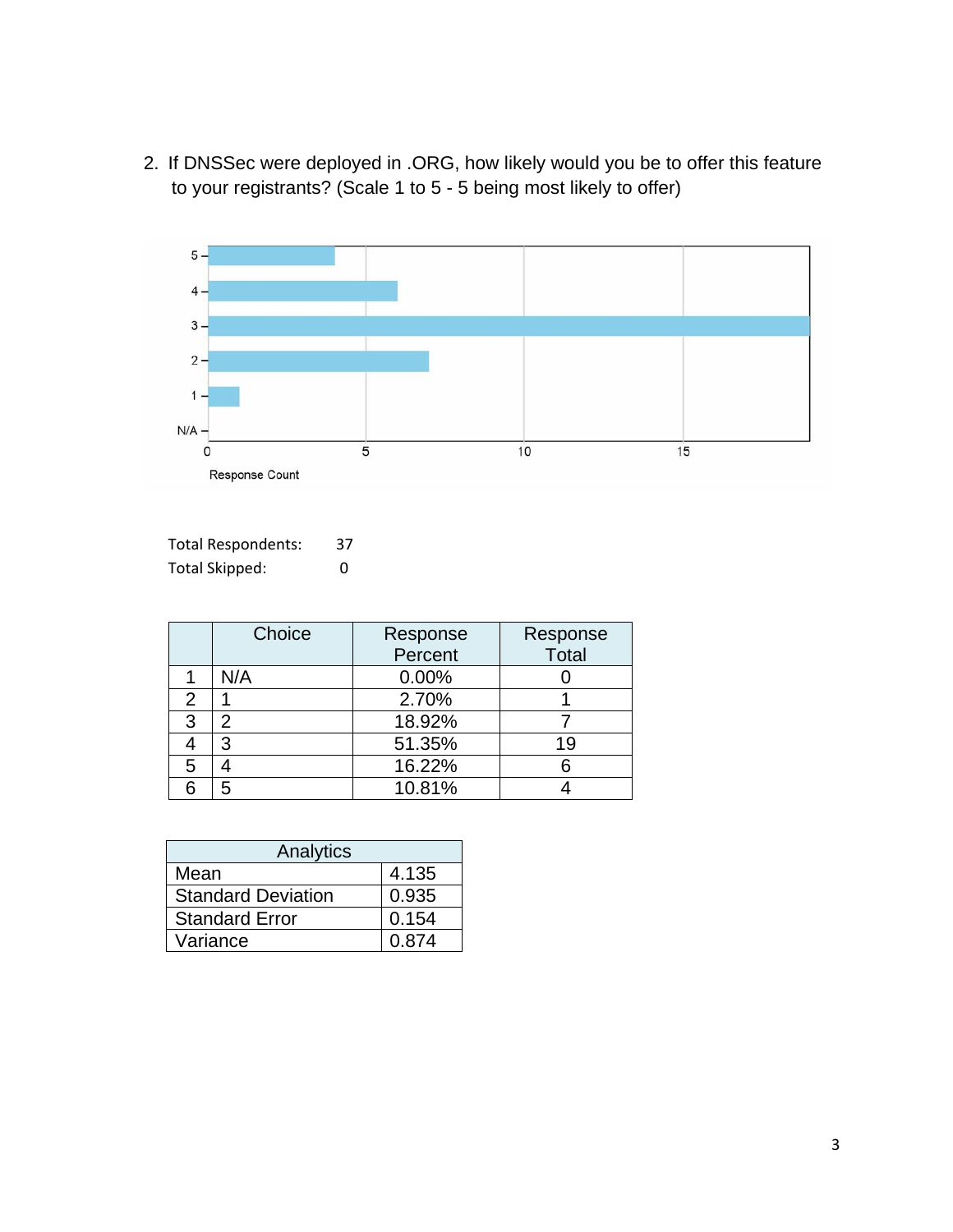2. If DNSSec were deployed in .ORG, how likely would you be to offer this feature to your registrants? (Scale 1 to 5 - 5 being most likely to offer)

Total Respondents: 37
Total Skipped: 0

| | Choice | Response Percent | Response Total |
|---|---|---|---|
| 1 | N/A | 0.00% | 0 |
| 2 | 1 | 2.70% | 1 |
| 3 | 2 | 18.92% | 7 |
| 4 | 3 | 51.35% | 19 |
| 5 | 4 | 16.22% | 6 |
| 6 | 5 | 10.81% | 4 |

| Analytics | |
|---|---|
| Mean | 4.135 |
| Standard Deviation | 0.935 |
| Standard Error | 0.154 |
| Variance | 0.874 |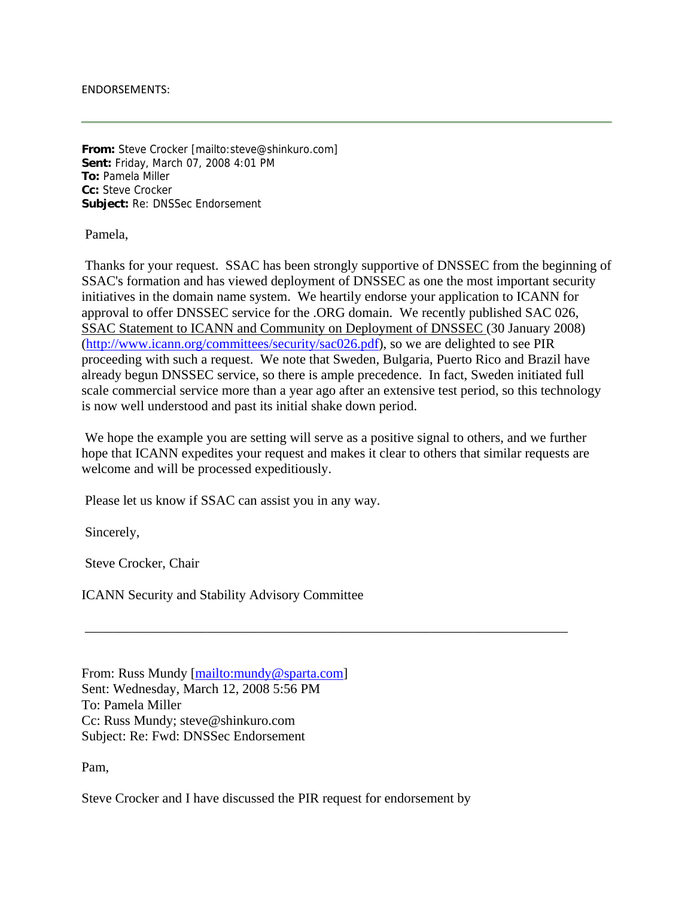ENDORSEMENTS:

---

**From:** Steve Crocker [mailto:steve@shinkuro.com]
**Sent:** Friday, March 07, 2008 4:01 PM
**To:** Pamela Miller
**Cc:** Steve Crocker
**Subject:** Re: DNSSec Endorsement

Pamela,

Thanks for your request. SSAC has been strongly supportive of DNSSEC from the beginning of SSAC's formation and has viewed deployment of DNSSEC as one the most important security initiatives in the domain name system. We heartily endorse your application to ICANN for approval to offer DNSSEC service for the .ORG domain. We recently published SAC 026, SSAC Statement to ICANN and Community on Deployment of DNSSEC (30 January 2008) (http://www.icann.org/committees/security/sac026.pdf), so we are delighted to see PIR proceeding with such a request. We note that Sweden, Bulgaria, Puerto Rico and Brazil have already begun DNSSEC service, so there is ample precedence. In fact, Sweden initiated full scale commercial service more than a year ago after an extensive test period, so this technology is now well understood and past its initial shake down period.

We hope the example you are setting will serve as a positive signal to others, and we further hope that ICANN expedites your request and makes it clear to others that similar requests are welcome and will be processed expeditiously.

Please let us know if SSAC can assist you in any way.

Sincerely,

Steve Crocker, Chair

ICANN Security and Stability Advisory Committee

---

From: Russ Mundy [mailto:mundy@sparta.com]
Sent: Wednesday, March 12, 2008 5:56 PM
To: Pamela Miller
Cc: Russ Mundy; steve@shinkuro.com
Subject: Re: Fwd: DNSSec Endorsement

Pam,

Steve Crocker and I have discussed the PIR request for endorsement by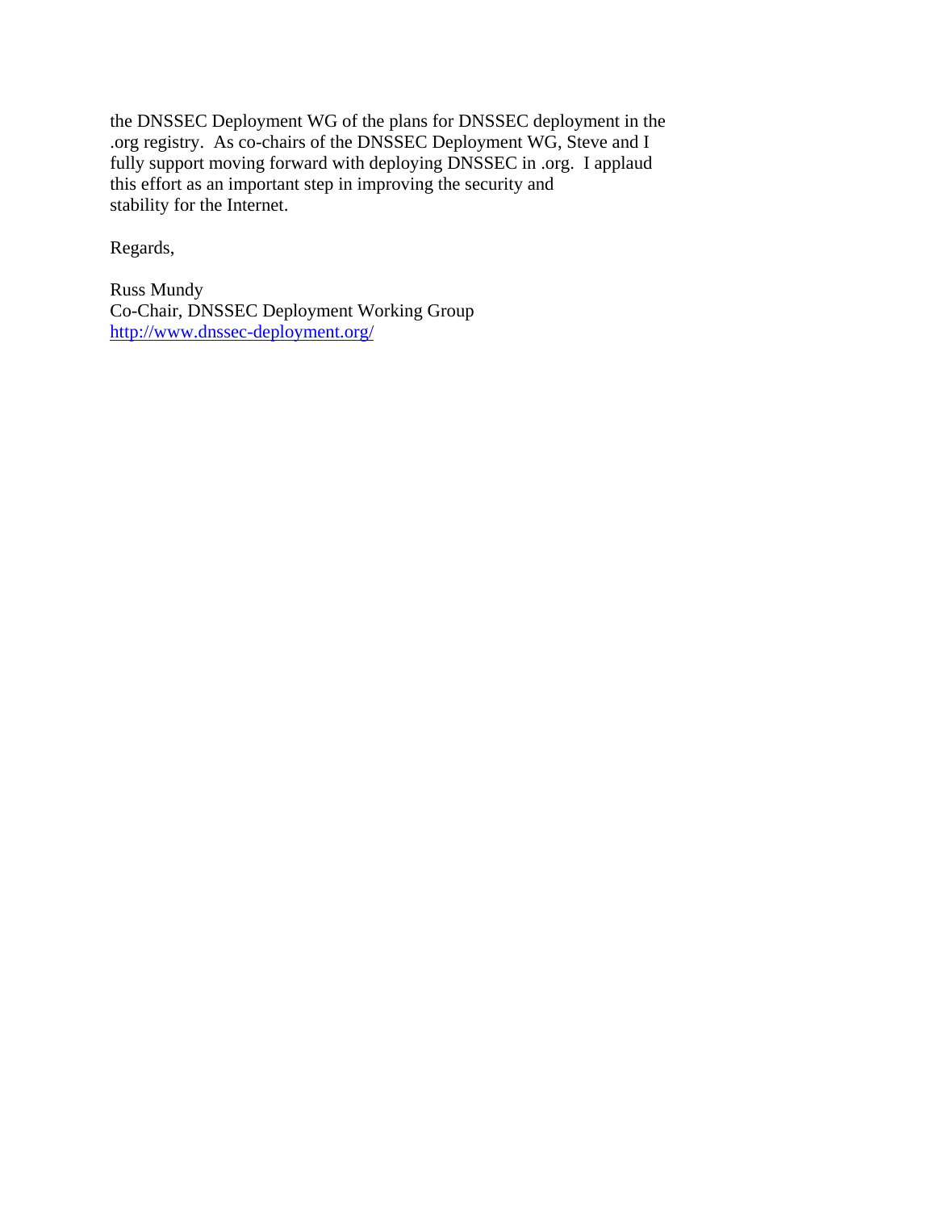the DNSSEC Deployment WG of the plans for DNSSEC deployment in the .org registry. As co-chairs of the DNSSEC Deployment WG, Steve and I fully support moving forward with deploying DNSSEC in .org. I applaud this effort as an important step in improving the security and stability for the Internet.

Regards,

Russ Mundy
Co-Chair, DNSSEC Deployment Working Group
http://www.dnssec-deployment.org/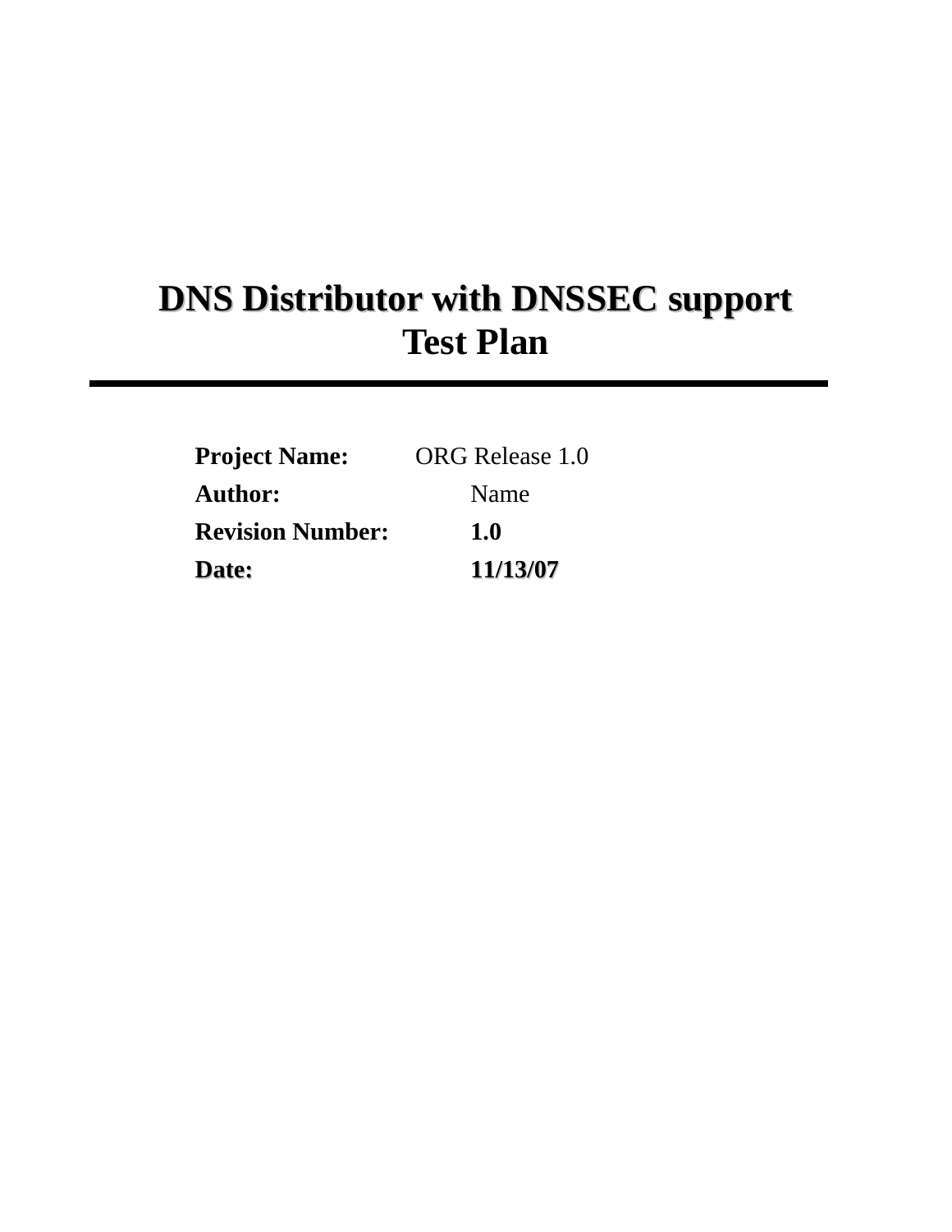# DNS Distributor with DNSSEC support Test Plan

---

**Project Name:** ORG Release 1.0

**Author:** Name

**Revision Number:** **1.0**

**Date:** **11/13/07**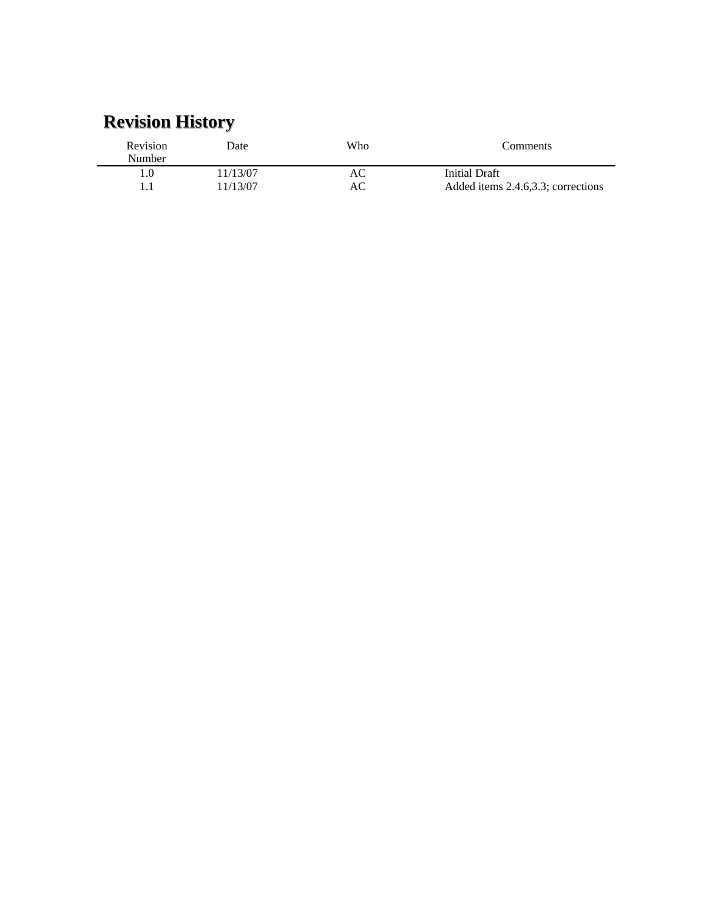## Revision History

| Revision Number | Date | Who | Comments |
|---|---|---|---|
| 1.0 | 11/13/07 | AC | Initial Draft |
| 1.1 | 11/13/07 | AC | Added items 2.4.6,3.3; corrections |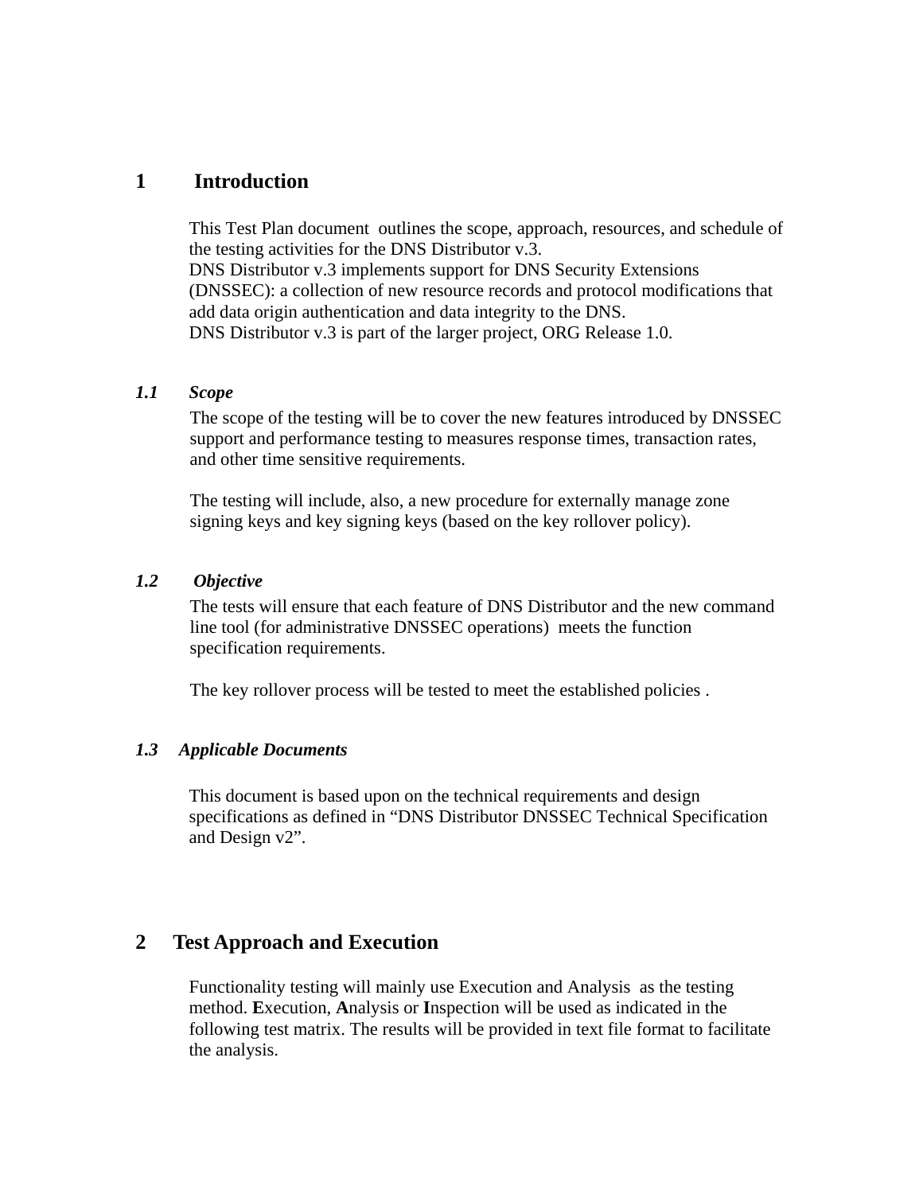# 1 Introduction

This Test Plan document outlines the scope, approach, resources, and schedule of the testing activities for the DNS Distributor v.3.
DNS Distributor v.3 implements support for DNS Security Extensions (DNSSEC): a collection of new resource records and protocol modifications that add data origin authentication and data integrity to the DNS.
DNS Distributor v.3 is part of the larger project, ORG Release 1.0.

## *1.1 Scope*

The scope of the testing will be to cover the new features introduced by DNSSEC support and performance testing to measures response times, transaction rates, and other time sensitive requirements.

The testing will include, also, a new procedure for externally manage zone signing keys and key signing keys (based on the key rollover policy).

## *1.2 Objective*

The tests will ensure that each feature of DNS Distributor and the new command line tool (for administrative DNSSEC operations) meets the function specification requirements.

The key rollover process will be tested to meet the established policies .

## *1.3 Applicable Documents*

This document is based upon on the technical requirements and design specifications as defined in "DNS Distributor DNSSEC Technical Specification and Design v2".

# 2 Test Approach and Execution

Functionality testing will mainly use Execution and Analysis as the testing method. **E**xecution, **A**nalysis or **I**nspection will be used as indicated in the following test matrix. The results will be provided in text file format to facilitate the analysis.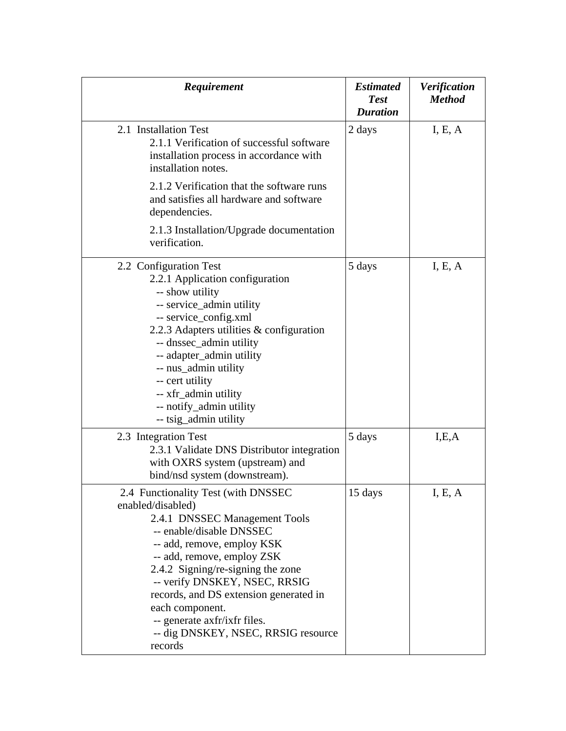| ***Requirement*** | ***Estimated Test Duration*** | ***Verification Method*** |
|---|---|---|
| 2.1 Installation Test<br>2.1.1 Verification of successful software installation process in accordance with installation notes.<br>2.1.2 Verification that the software runs and satisfies all hardware and software dependencies.<br>2.1.3 Installation/Upgrade documentation verification. | 2 days | I, E, A |
| 2.2 Configuration Test<br>2.2.1 Application configuration<br>-- show utility<br>-- service_admin utility<br>-- service_config.xml<br>2.2.3 Adapters utilities & configuration<br>-- dnssec_admin utility<br>-- adapter_admin utility<br>-- nus_admin utility<br>-- cert utility<br>-- xfr_admin utility<br>-- notify_admin utility<br>-- tsig_admin utility | 5 days | I, E, A |
| 2.3 Integration Test<br>2.3.1 Validate DNS Distributor integration with OXRS system (upstream) and bind/nsd system (downstream). | 5 days | I,E,A |
| 2.4 Functionality Test (with DNSSEC enabled/disabled)<br>2.4.1 DNSSEC Management Tools<br>-- enable/disable DNSSEC<br>-- add, remove, employ KSK<br>-- add, remove, employ ZSK<br>2.4.2 Signing/re-signing the zone<br>-- verify DNSKEY, NSEC, RRSIG records, and DS extension generated in each component.<br>-- generate axfr/ixfr files.<br>-- dig DNSKEY, NSEC, RRSIG resource records | 15 days | I, E, A |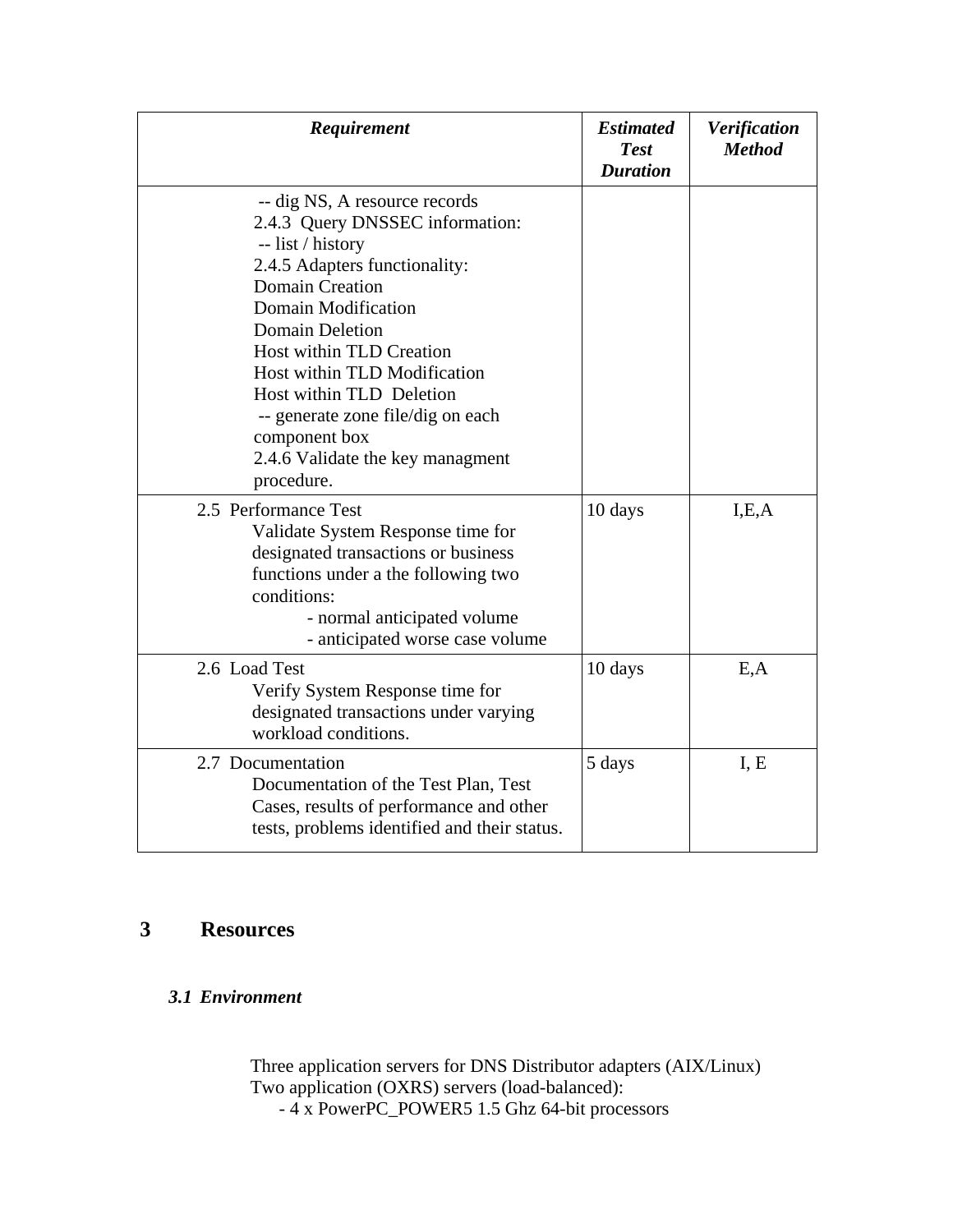| *Requirement* | *Estimated Test Duration* | *Verification Method* |
|---|---|---|
| -- dig NS, A resource records<br>2.4.3 Query DNSSEC information:<br>-- list / history<br>2.4.5 Adapters functionality:<br>Domain Creation<br>Domain Modification<br>Domain Deletion<br>Host within TLD Creation<br>Host within TLD Modification<br>Host within TLD Deletion<br>-- generate zone file/dig on each component box<br>2.4.6 Validate the key managment procedure. | | |
| 2.5 Performance Test<br>Validate System Response time for designated transactions or business functions under a the following two conditions:<br>- normal anticipated volume<br>- anticipated worse case volume | 10 days | I,E,A |
| 2.6 Load Test<br>Verify System Response time for designated transactions under varying workload conditions. | 10 days | E,A |
| 2.7 Documentation<br>Documentation of the Test Plan, Test Cases, results of performance and other tests, problems identified and their status. | 5 days | I, E |

# 3 Resources

### *3.1 Environment*

Three application servers for DNS Distributor adapters (AIX/Linux)
Two application (OXRS) servers (load-balanced):
- 4 x PowerPC_POWER5 1.5 Ghz 64-bit processors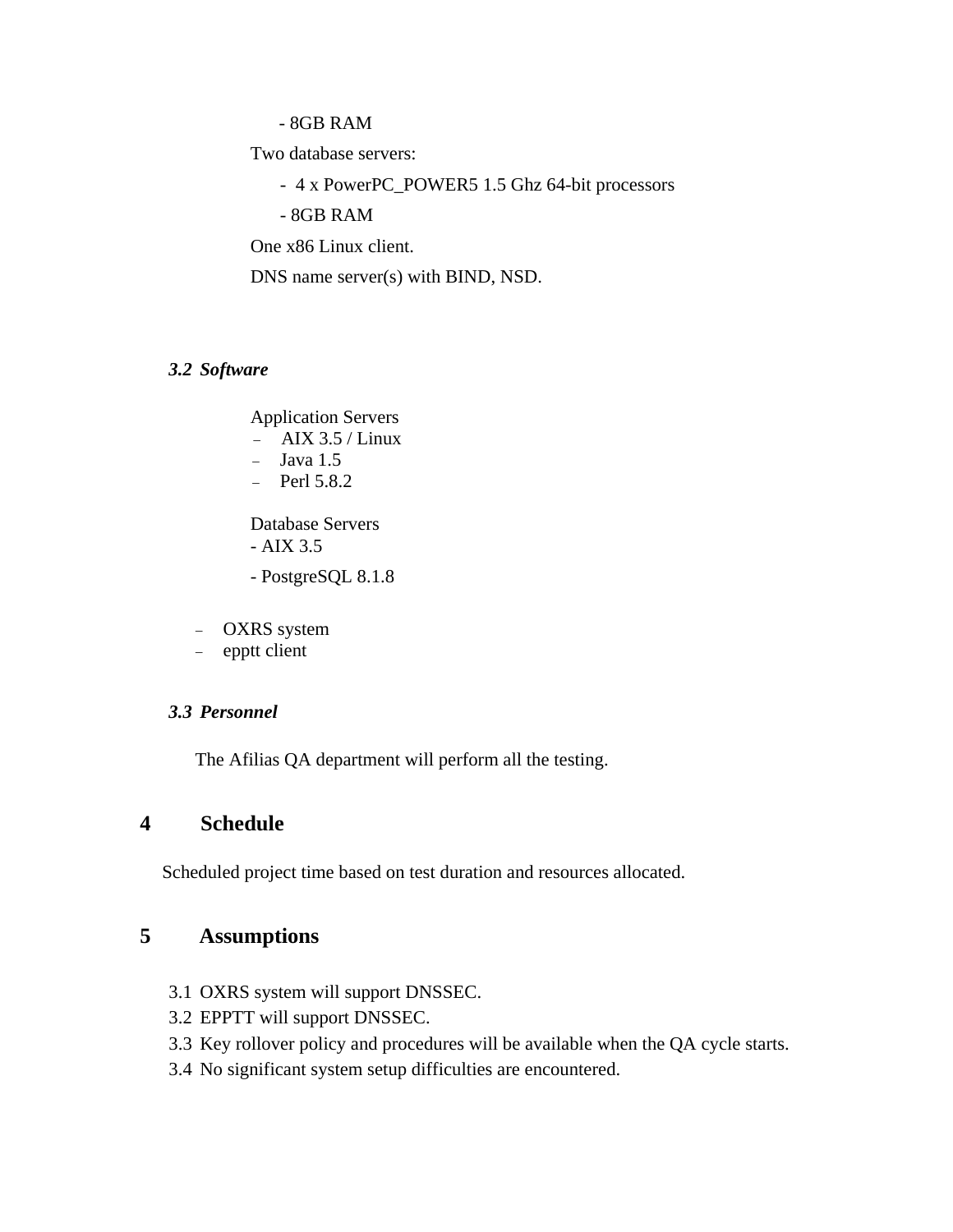- 8GB RAM

Two database servers:

- 4 x PowerPC_POWER5 1.5 Ghz 64-bit processors
- 8GB RAM

One x86 Linux client.

DNS name server(s) with BIND, NSD.

### *3.2 Software*

Application Servers

- AIX 3.5 / Linux
- Java 1.5
- Perl 5.8.2

Database Servers

- AIX 3.5
- PostgreSQL 8.1.8

- OXRS system
- epptt client

### *3.3 Personnel*

The Afilias QA department will perform all the testing.

## 4 Schedule

Scheduled project time based on test duration and resources allocated.

## 5 Assumptions

3.1 OXRS system will support DNSSEC.
3.2 EPPTT will support DNSSEC.
3.3 Key rollover policy and procedures will be available when the QA cycle starts.
3.4 No significant system setup difficulties are encountered.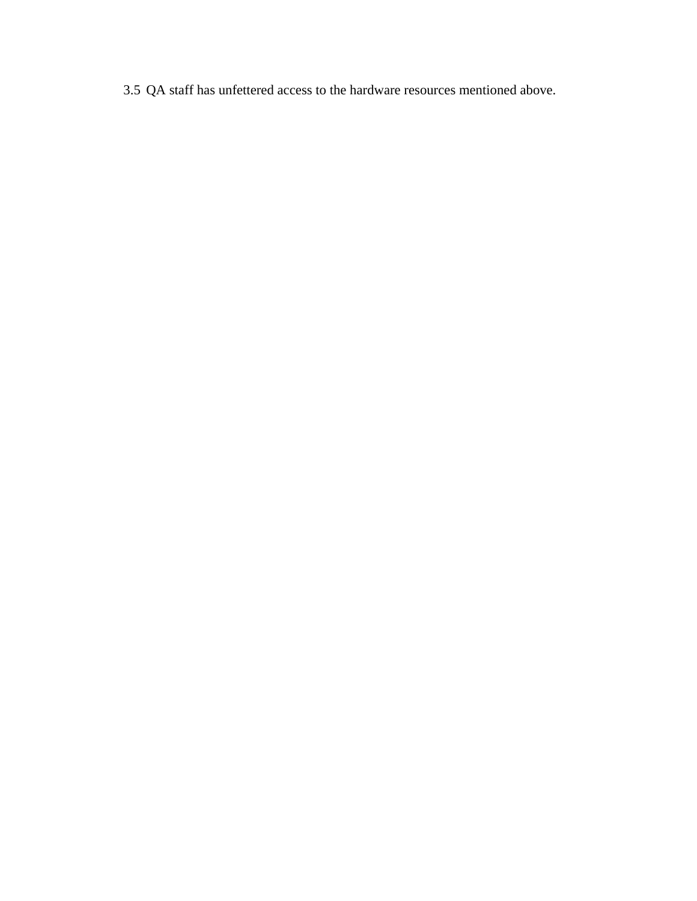3.5 QA staff has unfettered access to the hardware resources mentioned above.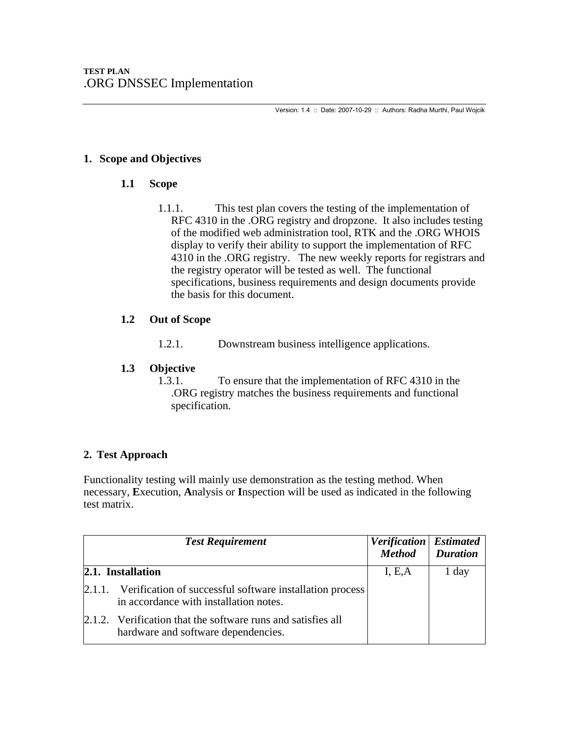**TEST PLAN**
.ORG DNSSEC Implementation

Version: 1.4 :: Date: 2007-10-29 :: Authors: Radha Murthi, Paul Wojcik

## 1. Scope and Objectives

### 1.1 Scope

1.1.1. This test plan covers the testing of the implementation of RFC 4310 in the .ORG registry and dropzone. It also includes testing of the modified web administration tool, RTK and the .ORG WHOIS display to verify their ability to support the implementation of RFC 4310 in the .ORG registry. The new weekly reports for registrars and the registry operator will be tested as well. The functional specifications, business requirements and design documents provide the basis for this document.

### 1.2 Out of Scope

1.2.1. Downstream business intelligence applications.

### 1.3 Objective

1.3.1. To ensure that the implementation of RFC 4310 in the .ORG registry matches the business requirements and functional specification.

## 2. Test Approach

Functionality testing will mainly use demonstration as the testing method. When necessary, **E**xecution, **A**nalysis or **I**nspection will be used as indicated in the following test matrix.

| ***Test Requirement*** | ***Verification Method*** | ***Estimated Duration*** |
|---|---|---|
| **2.1. Installation** | I, E,A | 1 day |
| 2.1.1. Verification of successful software installation process in accordance with installation notes. | | |
| 2.1.2. Verification that the software runs and satisfies all hardware and software dependencies. | | |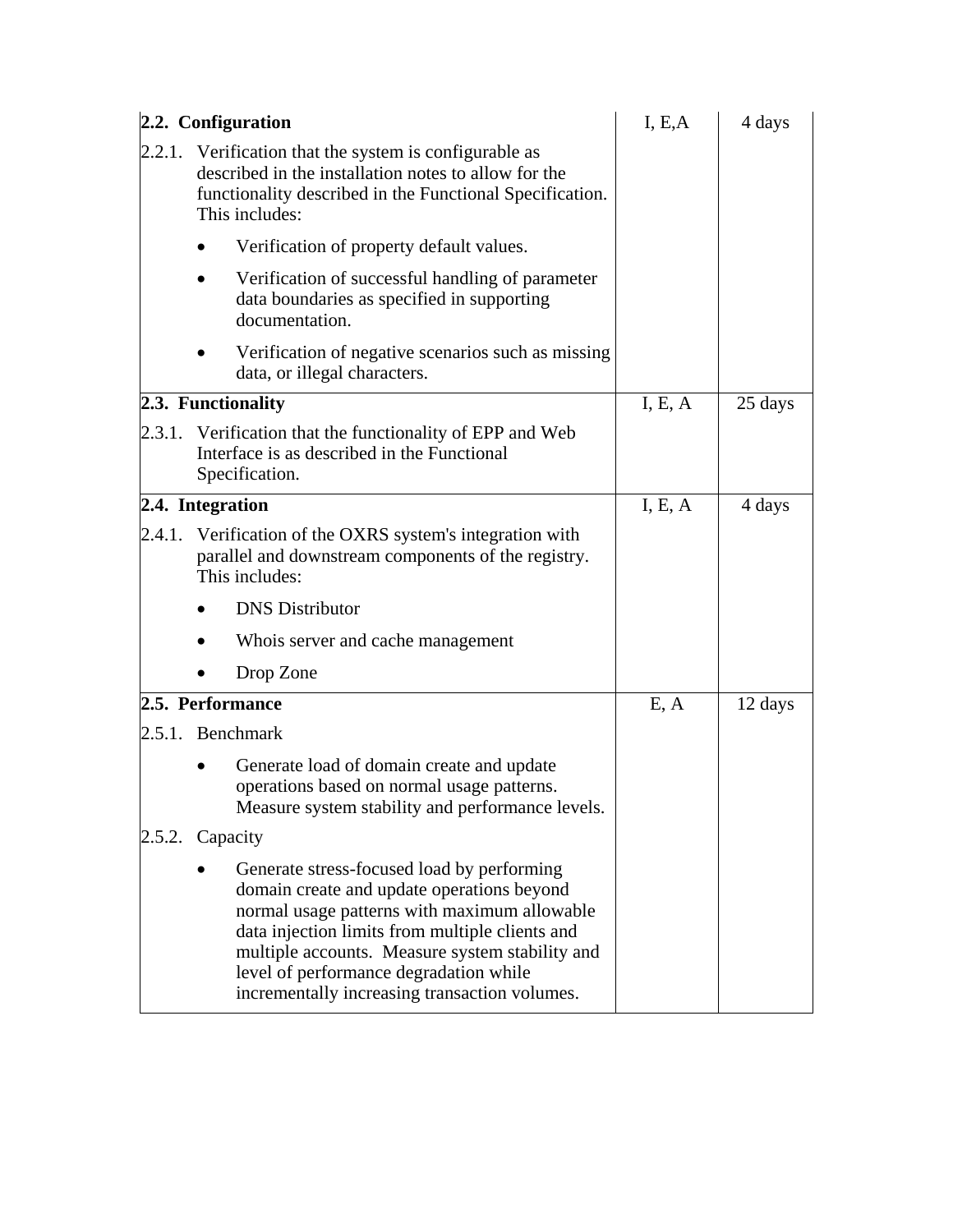| **2.2. Configuration**<br>2.2.1. Verification that the system is configurable as described in the installation notes to allow for the functionality described in the Functional Specification. This includes:<br>• Verification of property default values.<br>• Verification of successful handling of parameter data boundaries as specified in supporting documentation.<br>• Verification of negative scenarios such as missing data, or illegal characters. | I, E,A | 4 days |
|---|---|---|
| **2.3. Functionality**<br>2.3.1. Verification that the functionality of EPP and Web Interface is as described in the Functional Specification. | I, E, A | 25 days |
| **2.4. Integration**<br>2.4.1. Verification of the OXRS system's integration with parallel and downstream components of the registry. This includes:<br>• DNS Distributor<br>• Whois server and cache management<br>• Drop Zone | I, E, A | 4 days |
| **2.5. Performance**<br>2.5.1. Benchmark<br>• Generate load of domain create and update operations based on normal usage patterns. Measure system stability and performance levels.<br>2.5.2. Capacity<br>• Generate stress-focused load by performing domain create and update operations beyond normal usage patterns with maximum allowable data injection limits from multiple clients and multiple accounts. Measure system stability and level of performance degradation while incrementally increasing transaction volumes. | E, A | 12 days |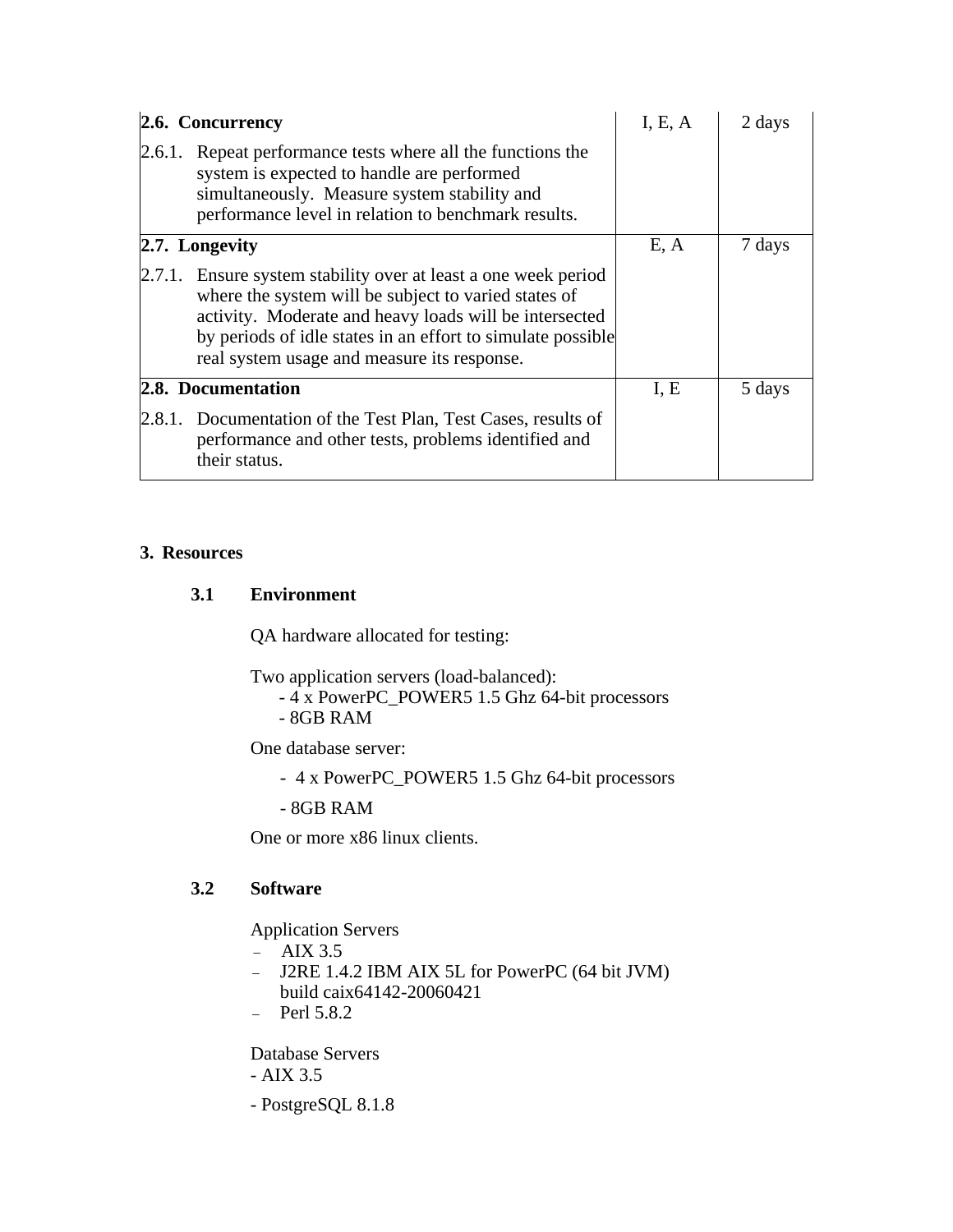| **2.6. Concurrency** | I, E, A | 2 days |
|---|---|---|
| 2.6.1. Repeat performance tests where all the functions the system is expected to handle are performed simultaneously. Measure system stability and performance level in relation to benchmark results. | | |
| **2.7. Longevity** | E, A | 7 days |
| 2.7.1. Ensure system stability over at least a one week period where the system will be subject to varied states of activity. Moderate and heavy loads will be intersected by periods of idle states in an effort to simulate possible real system usage and measure its response. | | |
| **2.8. Documentation** | I, E | 5 days |
| 2.8.1. Documentation of the Test Plan, Test Cases, results of performance and other tests, problems identified and their status. | | |

## 3. Resources

### 3.1 Environment

QA hardware allocated for testing:

Two application servers (load-balanced):
- 4 x PowerPC_POWER5 1.5 Ghz 64-bit processors
- 8GB RAM

One database server:

- 4 x PowerPC_POWER5 1.5 Ghz 64-bit processors
- 8GB RAM

One or more x86 linux clients.

### 3.2 Software

Application Servers
- AIX 3.5
- J2RE 1.4.2 IBM AIX 5L for PowerPC (64 bit JVM) build caix64142-20060421
- Perl 5.8.2

Database Servers
- AIX 3.5
- PostgreSQL 8.1.8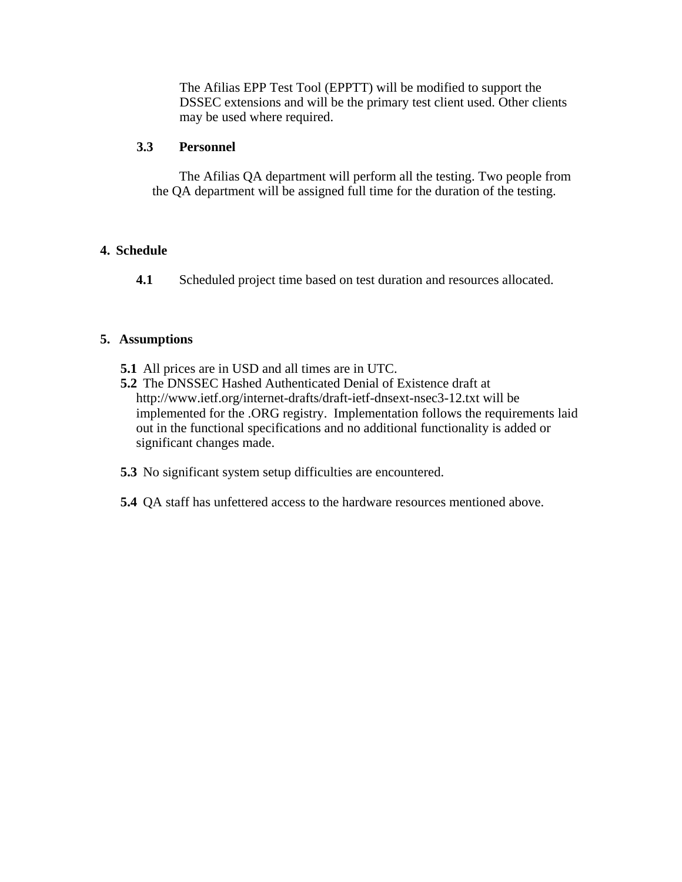The Afilias EPP Test Tool (EPPTT) will be modified to support the DSSEC extensions and will be the primary test client used. Other clients may be used where required.

### 3.3 Personnel

The Afilias QA department will perform all the testing. Two people from the QA department will be assigned full time for the duration of the testing.

## 4. Schedule

**4.1** Scheduled project time based on test duration and resources allocated.

## 5. Assumptions

**5.1** All prices are in USD and all times are in UTC.

**5.2** The DNSSEC Hashed Authenticated Denial of Existence draft at http://www.ietf.org/internet-drafts/draft-ietf-dnsext-nsec3-12.txt will be implemented for the .ORG registry. Implementation follows the requirements laid out in the functional specifications and no additional functionality is added or significant changes made.

**5.3** No significant system setup difficulties are encountered.

**5.4** QA staff has unfettered access to the hardware resources mentioned above.